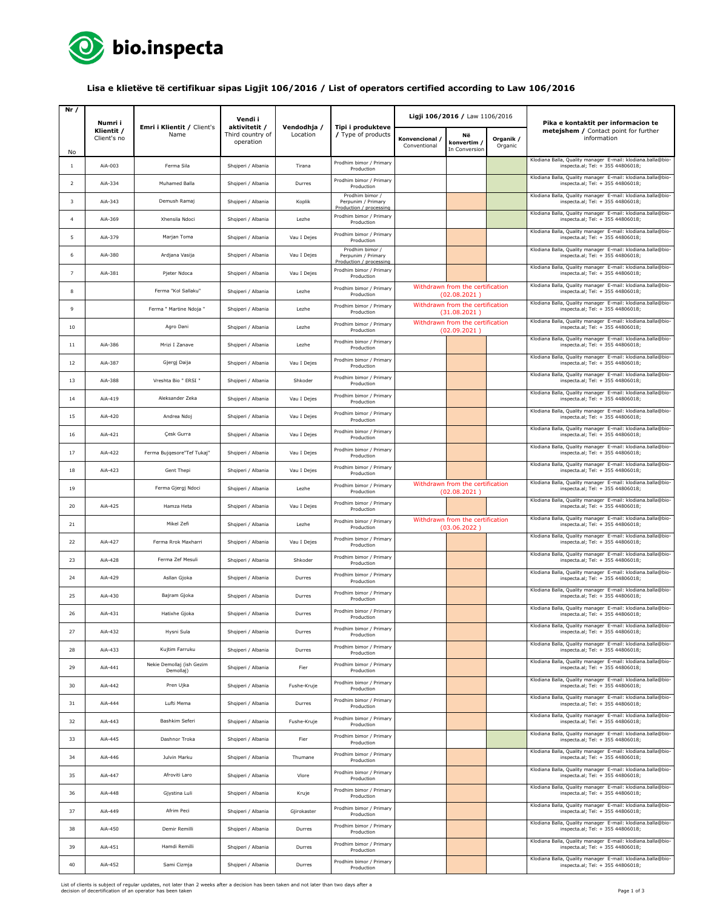## Lisa e klietëve të certifikuar sipas Ligjit 106/2016 / List of operators certified according to Law 106/2016

| Nr / No | Numri i Klientit / Client's no | Emri i Klientit / Client's Name | Vendi i aktivitetit / Third country of operation | Vendodhja / Location | Tipi i produkteve / Type of products | Ligji 106/2016 / Law 1106/2016 | | | Pika e kontaktit per informacion te metejshem / Contact point for further information |
|---|---|---|---|---|---|---|---|---|---|
| | | | | | | Konvencional / Conventional | Në konvertim / In Conversion | Organik / Organic | |
| 1 | AiA-003 | Ferma Sila | Shqiperi / Albania | Tirana | Prodhim bimor / Primary Production | | | | Klodiana Balla, Quality manager E-mail: klodiana.balla@bio-inspecta.al; Tel: + 355 44806018; |
| 2 | AiA-334 | Muhamed Balla | Shqiperi / Albania | Durres | Prodhim bimor / Primary Production | | | | Klodiana Balla, Quality manager E-mail: klodiana.balla@bio-inspecta.al; Tel: + 355 44806018; |
| 3 | AiA-343 | Demush Ramaj | Shqiperi / Albania | Koplik | Prodhim bimor / Perpunim / Primary Production / processing | | | | Klodiana Balla, Quality manager E-mail: klodiana.balla@bio-inspecta.al; Tel: + 355 44806018; |
| 4 | AiA-369 | Xhensila Ndoci | Shqiperi / Albania | Lezhe | Prodhim bimor / Primary Production | | | | Klodiana Balla, Quality manager E-mail: klodiana.balla@bio-inspecta.al; Tel: + 355 44806018; |
| 5 | AiA-379 | Marjan Toma | Shqiperi / Albania | Vau I Dejes | Prodhim bimor / Primary Production | | | | Klodiana Balla, Quality manager E-mail: klodiana.balla@bio-inspecta.al; Tel: + 355 44806018; |
| 6 | AiA-380 | Ardjana Vasija | Shqiperi / Albania | Vau I Dejes | Prodhim bimor / Perpunim / Primary Production / processing | | | | Klodiana Balla, Quality manager E-mail: klodiana.balla@bio-inspecta.al; Tel: + 355 44806018; |
| 7 | AiA-381 | Pjeter Ndoca | Shqiperi / Albania | Vau I Dejes | Prodhim bimor / Primary Production | | | | Klodiana Balla, Quality manager E-mail: klodiana.balla@bio-inspecta.al; Tel: + 355 44806018; |
| 8 | | Ferma "Kol Sallaku" | Shqiperi / Albania | Lezhe | Prodhim bimor / Primary Production | Withdrawn from the certification (02.08.2021 ) | | | Klodiana Balla, Quality manager E-mail: klodiana.balla@bio-inspecta.al; Tel: + 355 44806018; |
| 9 | | Ferma " Martine Ndoja " | Shqiperi / Albania | Lezhe | Prodhim bimor / Primary Production | Withdrawn from the certification (31.08.2021 ) | | | Klodiana Balla, Quality manager E-mail: klodiana.balla@bio-inspecta.al; Tel: + 355 44806018; |
| 10 | | Agro Dani | Shqiperi / Albania | Lezhe | Prodhim bimor / Primary Production | Withdrawn from the certification (02.09.2021 ) | | | Klodiana Balla, Quality manager E-mail: klodiana.balla@bio-inspecta.al; Tel: + 355 44806018; |
| 11 | AiA-386 | Mrizi I Zanave | Shqiperi / Albania | Lezhe | Prodhim bimor / Primary Production | | | | Klodiana Balla, Quality manager E-mail: klodiana.balla@bio-inspecta.al; Tel: + 355 44806018; |
| 12 | AiA-387 | Gjergj Daija | Shqiperi / Albania | Vau I Dejes | Prodhim bimor / Primary Production | | | | Klodiana Balla, Quality manager E-mail: klodiana.balla@bio-inspecta.al; Tel: + 355 44806018; |
| 13 | AiA-388 | Vreshta Bio " ERSI " | Shqiperi / Albania | Shkoder | Prodhim bimor / Primary Production | | | | Klodiana Balla, Quality manager E-mail: klodiana.balla@bio-inspecta.al; Tel: + 355 44806018; |
| 14 | AiA-419 | Aleksander Zeka | Shqiperi / Albania | Vau I Dejes | Prodhim bimor / Primary Production | | | | Klodiana Balla, Quality manager E-mail: klodiana.balla@bio-inspecta.al; Tel: + 355 44806018; |
| 15 | AiA-420 | Andrea Ndoj | Shqiperi / Albania | Vau I Dejes | Prodhim bimor / Primary Production | | | | Klodiana Balla, Quality manager E-mail: klodiana.balla@bio-inspecta.al; Tel: + 355 44806018; |
| 16 | AiA-421 | Çesk Gurra | Shqiperi / Albania | Vau I Dejes | Prodhim bimor / Primary Production | | | | Klodiana Balla, Quality manager E-mail: klodiana.balla@bio-inspecta.al; Tel: + 355 44806018; |
| 17 | AiA-422 | Ferma Bujqesore"Tef Tukaj" | Shqiperi / Albania | Vau I Dejes | Prodhim bimor / Primary Production | | | | Klodiana Balla, Quality manager E-mail: klodiana.balla@bio-inspecta.al; Tel: + 355 44806018; |
| 18 | AiA-423 | Gent Thepi | Shqiperi / Albania | Vau I Dejes | Prodhim bimor / Primary Production | | | | Klodiana Balla, Quality manager E-mail: klodiana.balla@bio-inspecta.al; Tel: + 355 44806018; |
| 19 | | Ferma Gjergj Ndoci | Shqiperi / Albania | Lezhe | Prodhim bimor / Primary Production | Withdrawn from the certification (02.08.2021 ) | | | Klodiana Balla, Quality manager E-mail: klodiana.balla@bio-inspecta.al; Tel: + 355 44806018; |
| 20 | AiA-425 | Hamza Heta | Shqiperi / Albania | Vau I Dejes | Prodhim bimor / Primary Production | | | | Klodiana Balla, Quality manager E-mail: klodiana.balla@bio-inspecta.al; Tel: + 355 44806018; |
| 21 | | Mikel Zefi | Shqiperi / Albania | Lezhe | Prodhim bimor / Primary Production | Withdrawn from the certification (03.06.2022 ) | | | Klodiana Balla, Quality manager E-mail: klodiana.balla@bio-inspecta.al; Tel: + 355 44806018; |
| 22 | AiA-427 | Ferma Rrok Maxharri | Shqiperi / Albania | Vau I Dejes | Prodhim bimor / Primary Production | | | | Klodiana Balla, Quality manager E-mail: klodiana.balla@bio-inspecta.al; Tel: + 355 44806018; |
| 23 | AiA-428 | Ferma Zef Mesuli | Shqiperi / Albania | Shkoder | Prodhim bimor / Primary Production | | | | Klodiana Balla, Quality manager E-mail: klodiana.balla@bio-inspecta.al; Tel: + 355 44806018; |
| 24 | AiA-429 | Asllan Gjoka | Shqiperi / Albania | Durres | Prodhim bimor / Primary Production | | | | Klodiana Balla, Quality manager E-mail: klodiana.balla@bio-inspecta.al; Tel: + 355 44806018; |
| 25 | AiA-430 | Bajram Gjoka | Shqiperi / Albania | Durres | Prodhim bimor / Primary Production | | | | Klodiana Balla, Quality manager E-mail: klodiana.balla@bio-inspecta.al; Tel: + 355 44806018; |
| 26 | AiA-431 | Hatixhe Gjoka | Shqiperi / Albania | Durres | Prodhim bimor / Primary Production | | | | Klodiana Balla, Quality manager E-mail: klodiana.balla@bio-inspecta.al; Tel: + 355 44806018; |
| 27 | AiA-432 | Hysni Sula | Shqiperi / Albania | Durres | Prodhim bimor / Primary Production | | | | Klodiana Balla, Quality manager E-mail: klodiana.balla@bio-inspecta.al; Tel: + 355 44806018; |
| 28 | AiA-433 | Kujtim Farruku | Shqiperi / Albania | Durres | Prodhim bimor / Primary Production | | | | Klodiana Balla, Quality manager E-mail: klodiana.balla@bio-inspecta.al; Tel: + 355 44806018; |
| 29 | AiA-441 | Nekie Demollaj (ish Gezim Demollaj) | Shqiperi / Albania | Fier | Prodhim bimor / Primary Production | | | | Klodiana Balla, Quality manager E-mail: klodiana.balla@bio-inspecta.al; Tel: + 355 44806018; |
| 30 | AiA-442 | Pren Ujka | Shqiperi / Albania | Fushe-Kruje | Prodhim bimor / Primary Production | | | | Klodiana Balla, Quality manager E-mail: klodiana.balla@bio-inspecta.al; Tel: + 355 44806018; |
| 31 | AiA-444 | Lufti Mema | Shqiperi / Albania | Durres | Prodhim bimor / Primary Production | | | | Klodiana Balla, Quality manager E-mail: klodiana.balla@bio-inspecta.al; Tel: + 355 44806018; |
| 32 | AiA-443 | Bashkim Seferi | Shqiperi / Albania | Fushe-Kruje | Prodhim bimor / Primary Production | | | | Klodiana Balla, Quality manager E-mail: klodiana.balla@bio-inspecta.al; Tel: + 355 44806018; |
| 33 | AiA-445 | Dashnor Troka | Shqiperi / Albania | Fier | Prodhim bimor / Primary Production | | | | Klodiana Balla, Quality manager E-mail: klodiana.balla@bio-inspecta.al; Tel: + 355 44806018; |
| 34 | AiA-446 | Julvin Marku | Shqiperi / Albania | Thumane | Prodhim bimor / Primary Production | | | | Klodiana Balla, Quality manager E-mail: klodiana.balla@bio-inspecta.al; Tel: + 355 44806018; |
| 35 | AiA-447 | Afroviti Laro | Shqiperi / Albania | Vlore | Prodhim bimor / Primary Production | | | | Klodiana Balla, Quality manager E-mail: klodiana.balla@bio-inspecta.al; Tel: + 355 44806018; |
| 36 | AiA-448 | Gjystina Luli | Shqiperi / Albania | Kruje | Prodhim bimor / Primary Production | | | | Klodiana Balla, Quality manager E-mail: klodiana.balla@bio-inspecta.al; Tel: + 355 44806018; |
| 37 | AiA-449 | Afrim Peci | Shqiperi / Albania | Gjirokaster | Prodhim bimor / Primary Production | | | | Klodiana Balla, Quality manager E-mail: klodiana.balla@bio-inspecta.al; Tel: + 355 44806018; |
| 38 | AiA-450 | Demir Remilli | Shqiperi / Albania | Durres | Prodhim bimor / Primary Production | | | | Klodiana Balla, Quality manager E-mail: klodiana.balla@bio-inspecta.al; Tel: + 355 44806018; |
| 39 | AiA-451 | Hamdi Remilli | Shqiperi / Albania | Durres | Prodhim bimor / Primary Production | | | | Klodiana Balla, Quality manager E-mail: klodiana.balla@bio-inspecta.al; Tel: + 355 44806018; |
| 40 | AiA-452 | Sami Cizmja | Shqiperi / Albania | Durres | Prodhim bimor / Primary Production | | | | Klodiana Balla, Quality manager E-mail: klodiana.balla@bio-inspecta.al; Tel: + 355 44806018; |

List of clients is subject of regular updates, not later than 2 weeks after a decision has been taken and not later than two days after a decision of decertification of an operator has been taken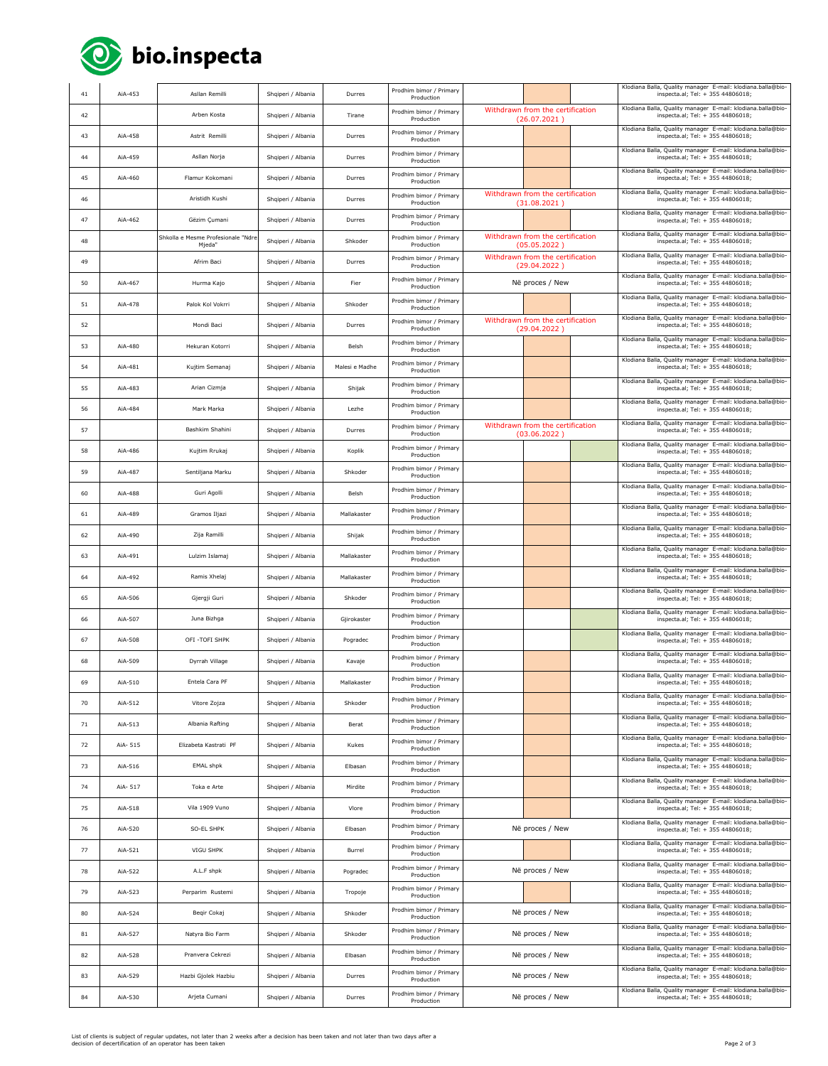| | | | | | | | | |
|---|---|---|---|---|---|---|---|---|
| 41 | AiA-453 | Asllan Remilli | Shqiperi / Albania | Durres | Prodhim bimor / Primary Production | | | | Klodiana Balla, Quality manager E-mail: klodiana.balla@bio-inspecta.al; Tel: + 355 44806018; |
| 42 | | Arben Kosta | Shqiperi / Albania | Tirane | Prodhim bimor / Primary Production | Withdrawn from the certification (26.07.2021 ) | | | Klodiana Balla, Quality manager E-mail: klodiana.balla@bio-inspecta.al; Tel: + 355 44806018; |
| 43 | AiA-458 | Astrit Remilli | Shqiperi / Albania | Durres | Prodhim bimor / Primary Production | | | | Klodiana Balla, Quality manager E-mail: klodiana.balla@bio-inspecta.al; Tel: + 355 44806018; |
| 44 | AiA-459 | Asllan Norja | Shqiperi / Albania | Durres | Prodhim bimor / Primary Production | | | | Klodiana Balla, Quality manager E-mail: klodiana.balla@bio-inspecta.al; Tel: + 355 44806018; |
| 45 | AiA-460 | Flamur Kokomani | Shqiperi / Albania | Durres | Prodhim bimor / Primary Production | | | | Klodiana Balla, Quality manager E-mail: klodiana.balla@bio-inspecta.al; Tel: + 355 44806018; |
| 46 | | Aristidh Kushi | Shqiperi / Albania | Durres | Prodhim bimor / Primary Production | Withdrawn from the certification (31.08.2021 ) | | | Klodiana Balla, Quality manager E-mail: klodiana.balla@bio-inspecta.al; Tel: + 355 44806018; |
| 47 | AiA-462 | Gëzim Çumani | Shqiperi / Albania | Durres | Prodhim bimor / Primary Production | | | | Klodiana Balla, Quality manager E-mail: klodiana.balla@bio-inspecta.al; Tel: + 355 44806018; |
| 48 | | Shkolla e Mesme Profesionale "Ndre Mjeda" | Shqiperi / Albania | Shkoder | Prodhim bimor / Primary Production | Withdrawn from the certification (05.05.2022 ) | | | Klodiana Balla, Quality manager E-mail: klodiana.balla@bio-inspecta.al; Tel: + 355 44806018; |
| 49 | | Afrim Baci | Shqiperi / Albania | Durres | Prodhim bimor / Primary Production | Withdrawn from the certification (29.04.2022 ) | | | Klodiana Balla, Quality manager E-mail: klodiana.balla@bio-inspecta.al; Tel: + 355 44806018; |
| 50 | AiA-467 | Hurma Kajo | Shqiperi / Albania | Fier | Prodhim bimor / Primary Production | Në proces / New | | | Klodiana Balla, Quality manager E-mail: klodiana.balla@bio-inspecta.al; Tel: + 355 44806018; |
| 51 | AiA-478 | Palok Kol Vokrri | Shqiperi / Albania | Shkoder | Prodhim bimor / Primary Production | | | | Klodiana Balla, Quality manager E-mail: klodiana.balla@bio-inspecta.al; Tel: + 355 44806018; |
| 52 | | Mondi Baci | Shqiperi / Albania | Durres | Prodhim bimor / Primary Production | Withdrawn from the certification (29.04.2022 ) | | | Klodiana Balla, Quality manager E-mail: klodiana.balla@bio-inspecta.al; Tel: + 355 44806018; |
| 53 | AiA-480 | Hekuran Kotorri | Shqiperi / Albania | Belsh | Prodhim bimor / Primary Production | | | | Klodiana Balla, Quality manager E-mail: klodiana.balla@bio-inspecta.al; Tel: + 355 44806018; |
| 54 | AiA-481 | Kujtim Semanaj | Shqiperi / Albania | Malesi e Madhe | Prodhim bimor / Primary Production | | | | Klodiana Balla, Quality manager E-mail: klodiana.balla@bio-inspecta.al; Tel: + 355 44806018; |
| 55 | AiA-483 | Arian Cizmja | Shqiperi / Albania | Shijak | Prodhim bimor / Primary Production | | | | Klodiana Balla, Quality manager E-mail: klodiana.balla@bio-inspecta.al; Tel: + 355 44806018; |
| 56 | AiA-484 | Mark Marka | Shqiperi / Albania | Lezhe | Prodhim bimor / Primary Production | | | | Klodiana Balla, Quality manager E-mail: klodiana.balla@bio-inspecta.al; Tel: + 355 44806018; |
| 57 | | Bashkim Shahini | Shqiperi / Albania | Durres | Prodhim bimor / Primary Production | Withdrawn from the certification (03.06.2022 ) | | | Klodiana Balla, Quality manager E-mail: klodiana.balla@bio-inspecta.al; Tel: + 355 44806018; |
| 58 | AiA-486 | Kujtim Rrukaj | Shqiperi / Albania | Koplik | Prodhim bimor / Primary Production | | | | Klodiana Balla, Quality manager E-mail: klodiana.balla@bio-inspecta.al; Tel: + 355 44806018; |
| 59 | AiA-487 | Sentiljana Marku | Shqiperi / Albania | Shkoder | Prodhim bimor / Primary Production | | | | Klodiana Balla, Quality manager E-mail: klodiana.balla@bio-inspecta.al; Tel: + 355 44806018; |
| 60 | AiA-488 | Guri Agolli | Shqiperi / Albania | Belsh | Prodhim bimor / Primary Production | | | | Klodiana Balla, Quality manager E-mail: klodiana.balla@bio-inspecta.al; Tel: + 355 44806018; |
| 61 | AiA-489 | Gramos Iljazi | Shqiperi / Albania | Mallakaster | Prodhim bimor / Primary Production | | | | Klodiana Balla, Quality manager E-mail: klodiana.balla@bio-inspecta.al; Tel: + 355 44806018; |
| 62 | AiA-490 | Zija Ramilli | Shqiperi / Albania | Shijak | Prodhim bimor / Primary Production | | | | Klodiana Balla, Quality manager E-mail: klodiana.balla@bio-inspecta.al; Tel: + 355 44806018; |
| 63 | AiA-491 | Lulzim Islamaj | Shqiperi / Albania | Mallakaster | Prodhim bimor / Primary Production | | | | Klodiana Balla, Quality manager E-mail: klodiana.balla@bio-inspecta.al; Tel: + 355 44806018; |
| 64 | AiA-492 | Ramis Xhelaj | Shqiperi / Albania | Mallakaster | Prodhim bimor / Primary Production | | | | Klodiana Balla, Quality manager E-mail: klodiana.balla@bio-inspecta.al; Tel: + 355 44806018; |
| 65 | AiA-506 | Gjergji Guri | Shqiperi / Albania | Shkoder | Prodhim bimor / Primary Production | | | | Klodiana Balla, Quality manager E-mail: klodiana.balla@bio-inspecta.al; Tel: + 355 44806018; |
| 66 | AiA-507 | Juna Bizhga | Shqiperi / Albania | Gjirokaster | Prodhim bimor / Primary Production | | | | Klodiana Balla, Quality manager E-mail: klodiana.balla@bio-inspecta.al; Tel: + 355 44806018; |
| 67 | AiA-508 | OFI -TOFI SHPK | Shqiperi / Albania | Pogradec | Prodhim bimor / Primary Production | | | | Klodiana Balla, Quality manager E-mail: klodiana.balla@bio-inspecta.al; Tel: + 355 44806018; |
| 68 | AiA-509 | Dyrrah Village | Shqiperi / Albania | Kavaje | Prodhim bimor / Primary Production | | | | Klodiana Balla, Quality manager E-mail: klodiana.balla@bio-inspecta.al; Tel: + 355 44806018; |
| 69 | AiA-510 | Entela Cara PF | Shqiperi / Albania | Mallakaster | Prodhim bimor / Primary Production | | | | Klodiana Balla, Quality manager E-mail: klodiana.balla@bio-inspecta.al; Tel: + 355 44806018; |
| 70 | AiA-512 | Vitore Zojza | Shqiperi / Albania | Shkoder | Prodhim bimor / Primary Production | | | | Klodiana Balla, Quality manager E-mail: klodiana.balla@bio-inspecta.al; Tel: + 355 44806018; |
| 71 | AiA-513 | Albania Rafting | Shqiperi / Albania | Berat | Prodhim bimor / Primary Production | | | | Klodiana Balla, Quality manager E-mail: klodiana.balla@bio-inspecta.al; Tel: + 355 44806018; |
| 72 | AiA- 515 | Elizabeta Kastrati PF | Shqiperi / Albania | Kukes | Prodhim bimor / Primary Production | | | | Klodiana Balla, Quality manager E-mail: klodiana.balla@bio-inspecta.al; Tel: + 355 44806018; |
| 73 | AiA-516 | EMAL shpk | Shqiperi / Albania | Elbasan | Prodhim bimor / Primary Production | | | | Klodiana Balla, Quality manager E-mail: klodiana.balla@bio-inspecta.al; Tel: + 355 44806018; |
| 74 | AiA- 517 | Toka e Arte | Shqiperi / Albania | Mirdite | Prodhim bimor / Primary Production | | | | Klodiana Balla, Quality manager E-mail: klodiana.balla@bio-inspecta.al; Tel: + 355 44806018; |
| 75 | AiA-518 | Vila 1909 Vuno | Shqiperi / Albania | Vlore | Prodhim bimor / Primary Production | | | | Klodiana Balla, Quality manager E-mail: klodiana.balla@bio-inspecta.al; Tel: + 355 44806018; |
| 76 | AiA-520 | SO-EL SHPK | Shqiperi / Albania | Elbasan | Prodhim bimor / Primary Production | Në proces / New | | | Klodiana Balla, Quality manager E-mail: klodiana.balla@bio-inspecta.al; Tel: + 355 44806018; |
| 77 | AiA-521 | VIGU SHPK | Shqiperi / Albania | Burrel | Prodhim bimor / Primary Production | | | | Klodiana Balla, Quality manager E-mail: klodiana.balla@bio-inspecta.al; Tel: + 355 44806018; |
| 78 | AiA-522 | A.L.F shpk | Shqiperi / Albania | Pogradec | Prodhim bimor / Primary Production | Në proces / New | | | Klodiana Balla, Quality manager E-mail: klodiana.balla@bio-inspecta.al; Tel: + 355 44806018; |
| 79 | AiA-523 | Perparim Rustemi | Shqiperi / Albania | Tropoje | Prodhim bimor / Primary Production | | | | Klodiana Balla, Quality manager E-mail: klodiana.balla@bio-inspecta.al; Tel: + 355 44806018; |
| 80 | AiA-524 | Beqir Cokaj | Shqiperi / Albania | Shkoder | Prodhim bimor / Primary Production | Në proces / New | | | Klodiana Balla, Quality manager E-mail: klodiana.balla@bio-inspecta.al; Tel: + 355 44806018; |
| 81 | AiA-527 | Natyra Bio Farm | Shqiperi / Albania | Shkoder | Prodhim bimor / Primary Production | Në proces / New | | | Klodiana Balla, Quality manager E-mail: klodiana.balla@bio-inspecta.al; Tel: + 355 44806018; |
| 82 | AiA-528 | Pranvera Cekrezi | Shqiperi / Albania | Elbasan | Prodhim bimor / Primary Production | Në proces / New | | | Klodiana Balla, Quality manager E-mail: klodiana.balla@bio-inspecta.al; Tel: + 355 44806018; |
| 83 | AiA-529 | Hazbi Gjolek Hazbiu | Shqiperi / Albania | Durres | Prodhim bimor / Primary Production | Në proces / New | | | Klodiana Balla, Quality manager E-mail: klodiana.balla@bio-inspecta.al; Tel: + 355 44806018; |
| 84 | AiA-530 | Arjeta Cumani | Shqiperi / Albania | Durres | Prodhim bimor / Primary Production | Në proces / New | | | Klodiana Balla, Quality manager E-mail: klodiana.balla@bio-inspecta.al; Tel: + 355 44806018; |

List of clients is subject of regular updates, not later than 2 weeks after a decision has been taken and not later than two days after a decision of decertification of an operator has been taken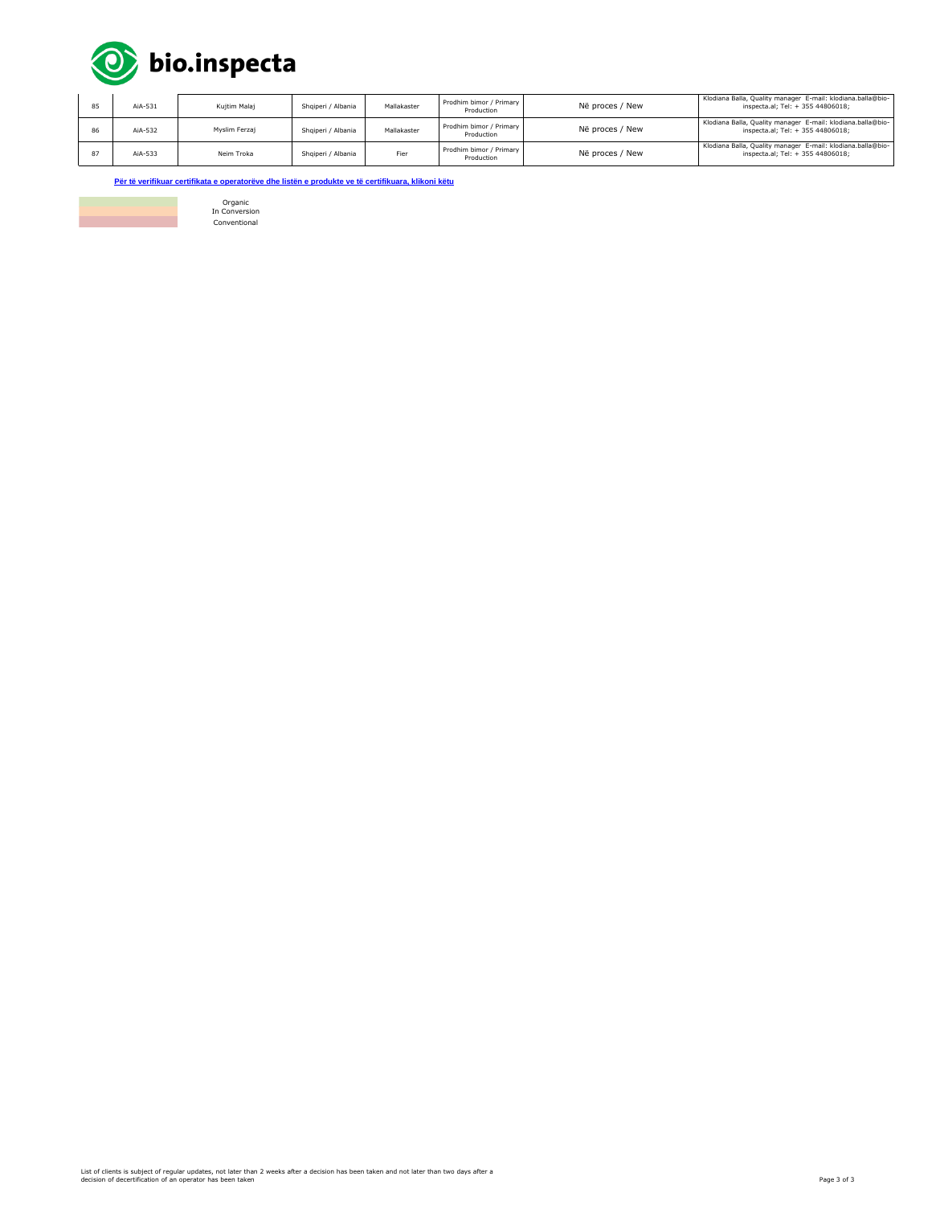| | | | | | | | |
|---|---|---|---|---|---|---|---|
| 85 | AiA-531 | Kujtim Malaj | Shqiperi / Albania | Mallakaster | Prodhim bimor / Primary Production | Në proces / New | Klodiana Balla, Quality manager E-mail: klodiana.balla@bio-inspecta.al; Tel: + 355 44806018; |
| 86 | AiA-532 | Myslim Ferzaj | Shqiperi / Albania | Mallakaster | Prodhim bimor / Primary Production | Në proces / New | Klodiana Balla, Quality manager E-mail: klodiana.balla@bio-inspecta.al; Tel: + 355 44806018; |
| 87 | AiA-533 | Neim Troka | Shqiperi / Albania | Fier | Prodhim bimor / Primary Production | Në proces / New | Klodiana Balla, Quality manager E-mail: klodiana.balla@bio-inspecta.al; Tel: + 355 44806018; |

**Për të verifikuar certifikata e operatorëve dhe listën e produkte ve të certifikuara, klikoni këtu**

Organic
In Conversion
Conventional

List of clients is subject of regular updates, not later than 2 weeks after a decision has been taken and not later than two days after a decision of decertification of an operator has been taken